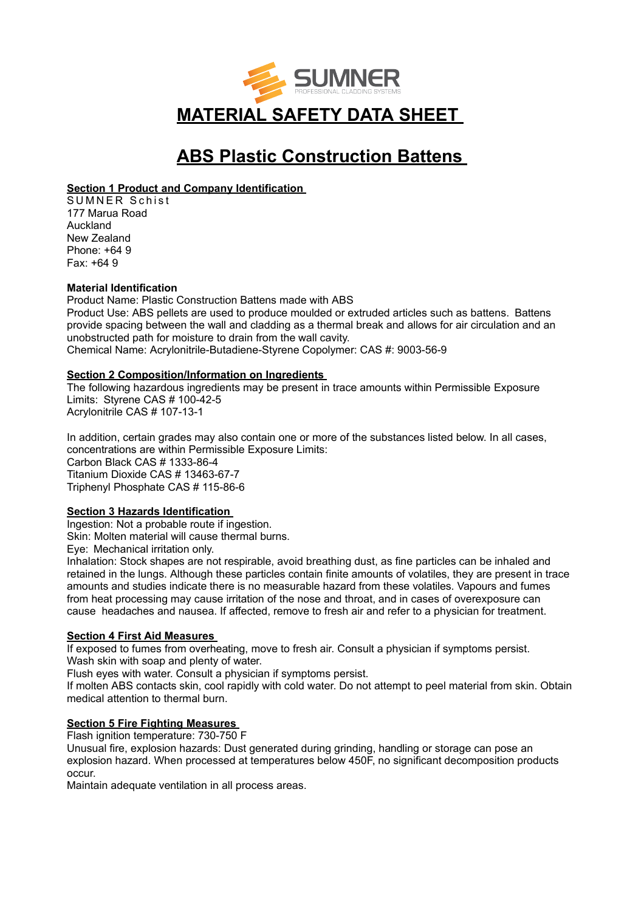SUMNER

PROFESSIONAL CLADDING SYSTEMS

# MATERIAL SAFETY DATA SHEET

# ABS Plastic Construction Battens

## Section 1 Product and Company Identification

SUMNER Schist
177 Marua Road
Auckland
New Zealand
Phone: +64 9
Fax: +64 9

**Material Identification**

Product Name: Plastic Construction Battens made with ABS
Product Use: ABS pellets are used to produce moulded or extruded articles such as battens. Battens provide spacing between the wall and cladding as a thermal break and allows for air circulation and an unobstructed path for moisture to drain from the wall cavity.
Chemical Name: Acrylonitrile-Butadiene-Styrene Copolymer: CAS #: 9003-56-9

## Section 2 Composition/Information on Ingredients

The following hazardous ingredients may be present in trace amounts within Permissible Exposure Limits: Styrene CAS # 100-42-5
Acrylonitrile CAS # 107-13-1

In addition, certain grades may also contain one or more of the substances listed below. In all cases, concentrations are within Permissible Exposure Limits:
Carbon Black CAS # 1333-86-4
Titanium Dioxide CAS # 13463-67-7
Triphenyl Phosphate CAS # 115-86-6

## Section 3 Hazards Identification

Ingestion: Not a probable route if ingestion.
Skin: Molten material will cause thermal burns.
Eye: Mechanical irritation only.
Inhalation: Stock shapes are not respirable, avoid breathing dust, as fine particles can be inhaled and retained in the lungs. Although these particles contain finite amounts of volatiles, they are present in trace amounts and studies indicate there is no measurable hazard from these volatiles. Vapours and fumes from heat processing may cause irritation of the nose and throat, and in cases of overexposure can cause headaches and nausea. If affected, remove to fresh air and refer to a physician for treatment.

## Section 4 First Aid Measures

If exposed to fumes from overheating, move to fresh air. Consult a physician if symptoms persist.
Wash skin with soap and plenty of water.
Flush eyes with water. Consult a physician if symptoms persist.
If molten ABS contacts skin, cool rapidly with cold water. Do not attempt to peel material from skin. Obtain medical attention to thermal burn.

## Section 5 Fire Fighting Measures

Flash ignition temperature: 730-750 F
Unusual fire, explosion hazards: Dust generated during grinding, handling or storage can pose an explosion hazard. When processed at temperatures below 450F, no significant decomposition products occur.
Maintain adequate ventilation in all process areas.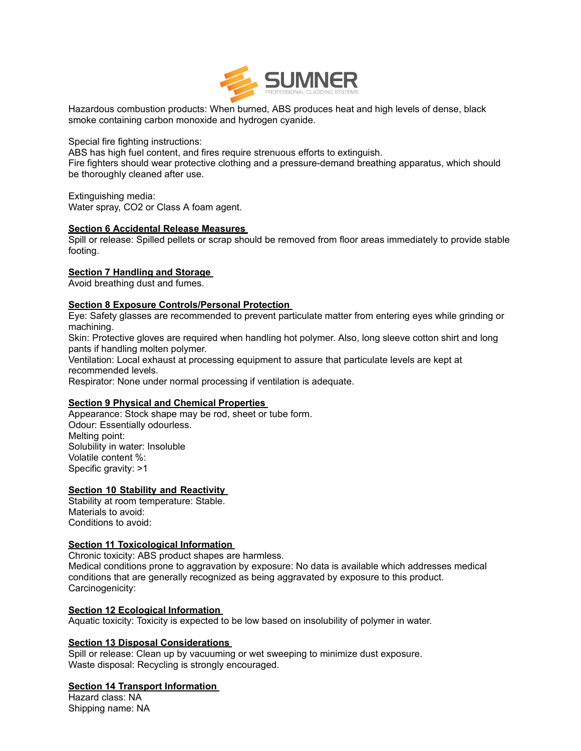Hazardous combustion products: When burned, ABS produces heat and high levels of dense, black smoke containing carbon monoxide and hydrogen cyanide.

Special fire fighting instructions:
ABS has high fuel content, and fires require strenuous efforts to extinguish.
Fire fighters should wear protective clothing and a pressure-demand breathing apparatus, which should be thoroughly cleaned after use.

Extinguishing media:
Water spray, $CO_2$ or Class A foam agent.

## Section 6 Accidental Release Measures

Spill or release: Spilled pellets or scrap should be removed from floor areas immediately to provide stable footing.

## Section 7 Handling and Storage

Avoid breathing dust and fumes.

## Section 8 Exposure Controls/Personal Protection

Eye: Safety glasses are recommended to prevent particulate matter from entering eyes while grinding or machining.
Skin: Protective gloves are required when handling hot polymer. Also, long sleeve cotton shirt and long pants if handling molten polymer.
Ventilation: Local exhaust at processing equipment to assure that particulate levels are kept at recommended levels.
Respirator: None under normal processing if ventilation is adequate.

## Section 9 Physical and Chemical Properties

Appearance: Stock shape may be rod, sheet or tube form.
Odour: Essentially odourless.
Melting point:
Solubility in water: Insoluble
Volatile content %:
Specific gravity: >1

## Section 10 Stability and Reactivity

Stability at room temperature: Stable.
Materials to avoid:
Conditions to avoid:

## Section 11 Toxicological Information

Chronic toxicity: ABS product shapes are harmless.
Medical conditions prone to aggravation by exposure: No data is available which addresses medical conditions that are generally recognized as being aggravated by exposure to this product.
Carcinogenicity:

## Section 12 Ecological Information

Aquatic toxicity: Toxicity is expected to be low based on insolubility of polymer in water.

## Section 13 Disposal Considerations

Spill or release: Clean up by vacuuming or wet sweeping to minimize dust exposure.
Waste disposal: Recycling is strongly encouraged.

## Section 14 Transport Information

Hazard class: NA
Shipping name: NA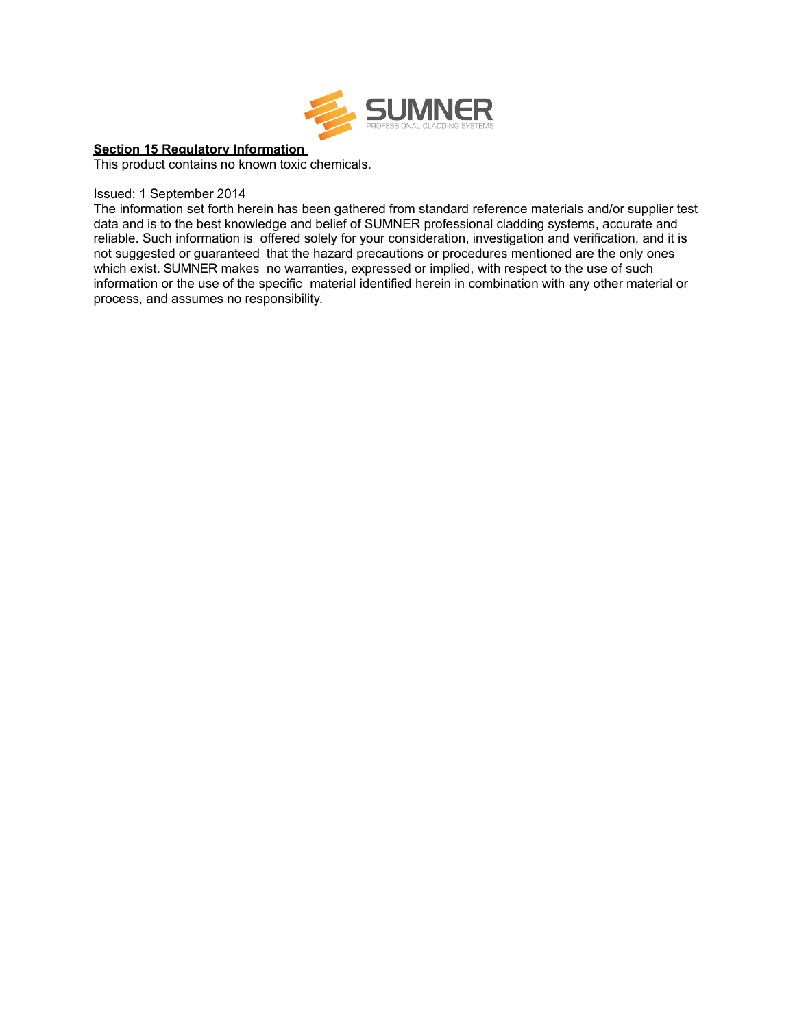SUMNER

PROFESSIONAL CLADDING SYSTEMS

**Section 15 Regulatory Information**

This product contains no known toxic chemicals.

Issued: 1 September 2014

The information set forth herein has been gathered from standard reference materials and/or supplier test data and is to the best knowledge and belief of SUMNER professional cladding systems, accurate and reliable. Such information is offered solely for your consideration, investigation and verification, and it is not suggested or guaranteed that the hazard precautions or procedures mentioned are the only ones which exist. SUMNER makes no warranties, expressed or implied, with respect to the use of such information or the use of the specific material identified herein in combination with any other material or process, and assumes no responsibility.